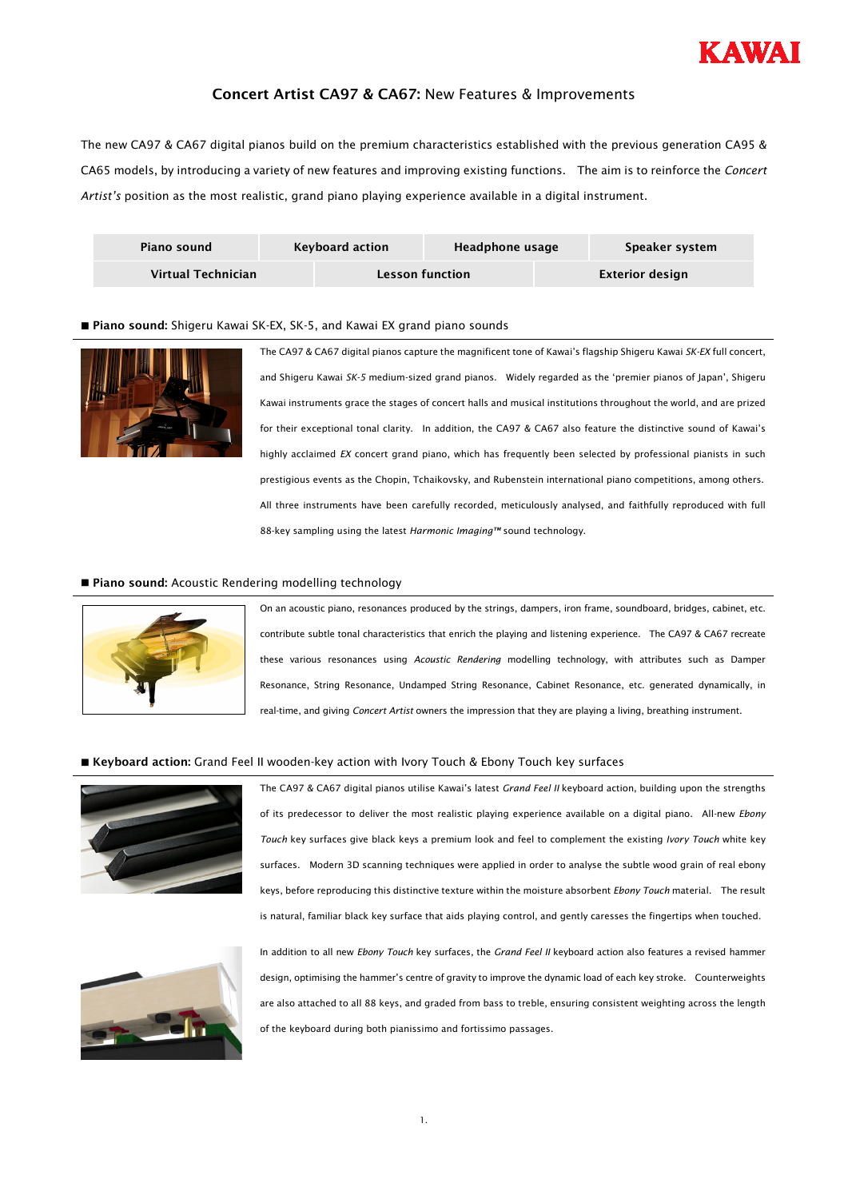KAWAI

# **Concert Artist CA97 & CA67:** New Features & Improvements

The new CA97 & CA67 digital pianos build on the premium characteristics established with the previous generation CA95 & CA65 models, by introducing a variety of new features and improving existing functions. The aim is to reinforce the *Concert Artist's* position as the most realistic, grand piano playing experience available in a digital instrument.

| Piano sound | Keyboard action | Headphone usage | Speaker system |
|---|---|---|---|
| Virtual Technician | Lesson function | Exterior design | |

## ■ **Piano sound:** Shigeru Kawai SK-EX, SK-5, and Kawai EX grand piano sounds

The CA97 & CA67 digital pianos capture the magnificent tone of Kawai's flagship Shigeru Kawai *SK-EX* full concert, and Shigeru Kawai *SK-5* medium-sized grand pianos. Widely regarded as the 'premier pianos of Japan', Shigeru Kawai instruments grace the stages of concert halls and musical institutions throughout the world, and are prized for their exceptional tonal clarity. In addition, the CA97 & CA67 also feature the distinctive sound of Kawai's highly acclaimed *EX* concert grand piano, which has frequently been selected by professional pianists in such prestigious events as the Chopin, Tchaikovsky, and Rubenstein international piano competitions, among others. All three instruments have been carefully recorded, meticulously analysed, and faithfully reproduced with full 88-key sampling using the latest *Harmonic Imaging™* sound technology.

## ■ **Piano sound:** Acoustic Rendering modelling technology

On an acoustic piano, resonances produced by the strings, dampers, iron frame, soundboard, bridges, cabinet, etc. contribute subtle tonal characteristics that enrich the playing and listening experience. The CA97 & CA67 recreate these various resonances using *Acoustic Rendering* modelling technology, with attributes such as Damper Resonance, String Resonance, Undamped String Resonance, Cabinet Resonance, etc. generated dynamically, in real-time, and giving *Concert Artist* owners the impression that they are playing a living, breathing instrument.

## ■ **Keyboard action:** Grand Feel II wooden-key action with Ivory Touch & Ebony Touch key surfaces

The CA97 & CA67 digital pianos utilise Kawai's latest *Grand Feel II* keyboard action, building upon the strengths of its predecessor to deliver the most realistic playing experience available on a digital piano. All-new *Ebony Touch* key surfaces give black keys a premium look and feel to complement the existing *Ivory Touch* white key surfaces. Modern 3D scanning techniques were applied in order to analyse the subtle wood grain of real ebony keys, before reproducing this distinctive texture within the moisture absorbent *Ebony Touch* material. The result is natural, familiar black key surface that aids playing control, and gently caresses the fingertips when touched.

In addition to all new *Ebony Touch* key surfaces, the *Grand Feel II* keyboard action also features a revised hammer design, optimising the hammer's centre of gravity to improve the dynamic load of each key stroke. Counterweights are also attached to all 88 keys, and graded from bass to treble, ensuring consistent weighting across the length of the keyboard during both pianissimo and fortissimo passages.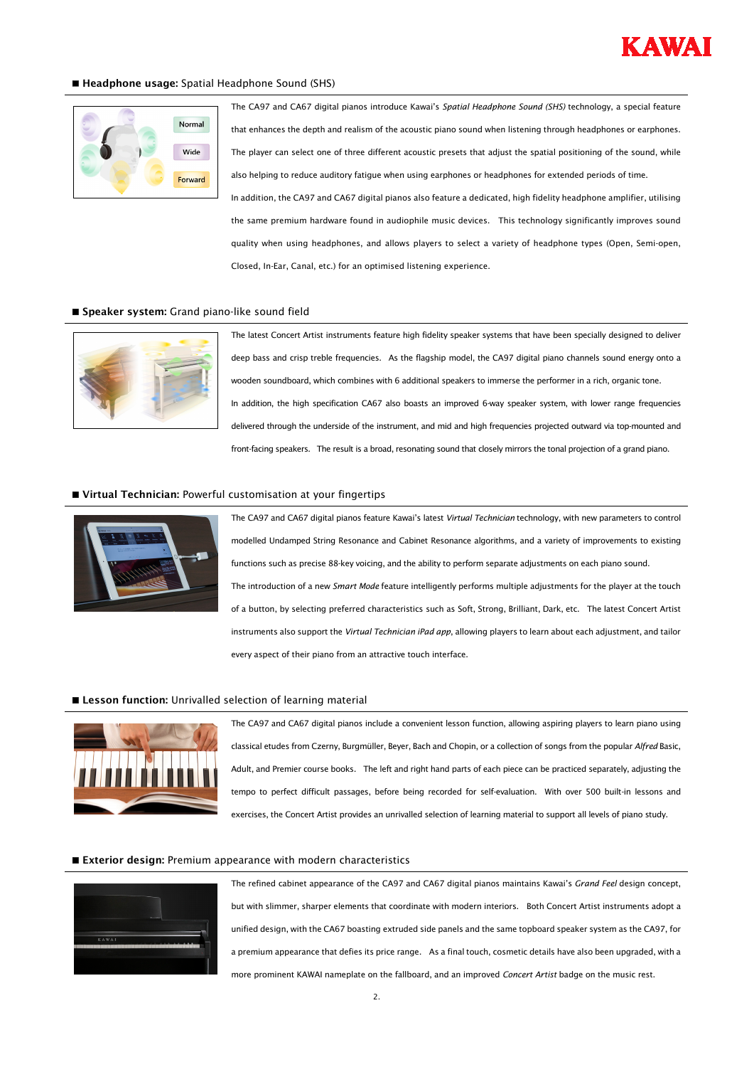## ■ **Headphone usage:** Spatial Headphone Sound (SHS)

The CA97 and CA67 digital pianos introduce Kawai's *Spatial Headphone Sound (SHS)* technology, a special feature that enhances the depth and realism of the acoustic piano sound when listening through headphones or earphones. The player can select one of three different acoustic presets that adjust the spatial positioning of the sound, while also helping to reduce auditory fatigue when using earphones or headphones for extended periods of time.

In addition, the CA97 and CA67 digital pianos also feature a dedicated, high fidelity headphone amplifier, utilising the same premium hardware found in audiophile music devices. This technology significantly improves sound quality when using headphones, and allows players to select a variety of headphone types (Open, Semi-open, Closed, In-Ear, Canal, etc.) for an optimised listening experience.

## ■ **Speaker system:** Grand piano-like sound field

The latest Concert Artist instruments feature high fidelity speaker systems that have been specially designed to deliver deep bass and crisp treble frequencies. As the flagship model, the CA97 digital piano channels sound energy onto a wooden soundboard, which combines with 6 additional speakers to immerse the performer in a rich, organic tone.

In addition, the high specification CA67 also boasts an improved 6-way speaker system, with lower range frequencies delivered through the underside of the instrument, and mid and high frequencies projected outward via top-mounted and front-facing speakers. The result is a broad, resonating sound that closely mirrors the tonal projection of a grand piano.

## ■ **Virtual Technician:** Powerful customisation at your fingertips

The CA97 and CA67 digital pianos feature Kawai's latest *Virtual Technician* technology, with new parameters to control modelled Undamped String Resonance and Cabinet Resonance algorithms, and a variety of improvements to existing functions such as precise 88-key voicing, and the ability to perform separate adjustments on each piano sound.

The introduction of a new *Smart Mode* feature intelligently performs multiple adjustments for the player at the touch of a button, by selecting preferred characteristics such as Soft, Strong, Brilliant, Dark, etc. The latest Concert Artist instruments also support the *Virtual Technician iPad app*, allowing players to learn about each adjustment, and tailor every aspect of their piano from an attractive touch interface.

## ■ **Lesson function:** Unrivalled selection of learning material

The CA97 and CA67 digital pianos include a convenient lesson function, allowing aspiring players to learn piano using classical etudes from Czerny, Burgmüller, Beyer, Bach and Chopin, or a collection of songs from the popular *Alfred* Basic, Adult, and Premier course books. The left and right hand parts of each piece can be practiced separately, adjusting the tempo to perfect difficult passages, before being recorded for self-evaluation. With over 500 built-in lessons and exercises, the Concert Artist provides an unrivalled selection of learning material to support all levels of piano study.

## ■ **Exterior design:** Premium appearance with modern characteristics

The refined cabinet appearance of the CA97 and CA67 digital pianos maintains Kawai's *Grand Feel* design concept, but with slimmer, sharper elements that coordinate with modern interiors. Both Concert Artist instruments adopt a unified design, with the CA67 boasting extruded side panels and the same topboard speaker system as the CA97, for a premium appearance that defies its price range. As a final touch, cosmetic details have also been upgraded, with a more prominent KAWAI nameplate on the fallboard, and an improved *Concert Artist* badge on the music rest.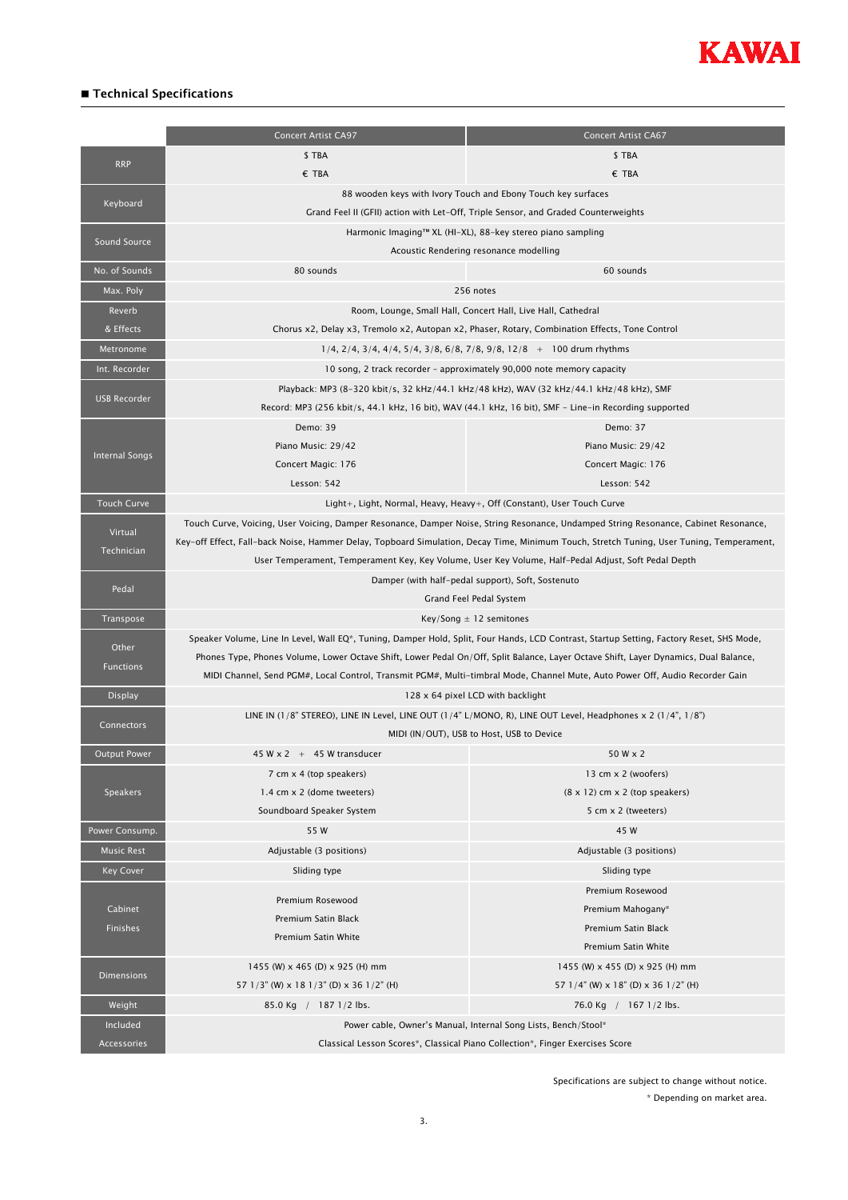KAWAI

## ■ Technical Specifications

| | Concert Artist CA97 | Concert Artist CA67 |
|---|---|---|
| RRP | $ TBA<br>€ TBA | $ TBA<br>€ TBA |
| Keyboard | 88 wooden keys with Ivory Touch and Ebony Touch key surfaces<br>Grand Feel II (GFII) action with Let-Off, Triple Sensor, and Graded Counterweights | |
| Sound Source | Harmonic Imaging™ XL (HI-XL), 88-key stereo piano sampling<br>Acoustic Rendering resonance modelling | |
| No. of Sounds | 80 sounds | 60 sounds |
| Max. Poly | 256 notes | |
| Reverb & Effects | Room, Lounge, Small Hall, Concert Hall, Live Hall, Cathedral<br>Chorus x2, Delay x3, Tremolo x2, Autopan x2, Phaser, Rotary, Combination Effects, Tone Control | |
| Metronome | 1/4, 2/4, 3/4, 4/4, 5/4, 3/8, 6/8, 7/8, 9/8, 12/8 + 100 drum rhythms | |
| Int. Recorder | 10 song, 2 track recorder – approximately 90,000 note memory capacity | |
| USB Recorder | Playback: MP3 (8-320 kbit/s, 32 kHz/44.1 kHz/48 kHz), WAV (32 kHz/44.1 kHz/48 kHz), SMF<br>Record: MP3 (256 kbit/s, 44.1 kHz, 16 bit), WAV (44.1 kHz, 16 bit), SMF – Line-in Recording supported | |
| Internal Songs | Demo: 39<br>Piano Music: 29/42<br>Concert Magic: 176<br>Lesson: 542 | Demo: 37<br>Piano Music: 29/42<br>Concert Magic: 176<br>Lesson: 542 |
| Touch Curve | Light+, Light, Normal, Heavy, Heavy+, Off (Constant), User Touch Curve | |
| Virtual Technician | Touch Curve, Voicing, User Voicing, Damper Resonance, Damper Noise, String Resonance, Undamped String Resonance, Cabinet Resonance, Key-off Effect, Fall-back Noise, Hammer Delay, Topboard Simulation, Decay Time, Minimum Touch, Stretch Tuning, User Tuning, Temperament, User Temperament, Temperament Key, Key Volume, User Key Volume, Half-Pedal Adjust, Soft Pedal Depth | |
| Pedal | Damper (with half-pedal support), Soft, Sostenuto<br>Grand Feel Pedal System | |
| Transpose | Key/Song ± 12 semitones | |
| Other Functions | Speaker Volume, Line In Level, Wall EQ*, Tuning, Damper Hold, Split, Four Hands, LCD Contrast, Startup Setting, Factory Reset, SHS Mode, Phones Type, Phones Volume, Lower Octave Shift, Lower Pedal On/Off, Split Balance, Layer Octave Shift, Layer Dynamics, Dual Balance, MIDI Channel, Send PGM#, Local Control, Transmit PGM#, Multi-timbral Mode, Channel Mute, Auto Power Off, Audio Recorder Gain | |
| Display | 128 x 64 pixel LCD with backlight | |
| Connectors | LINE IN (1/8" STEREO), LINE IN Level, LINE OUT (1/4" L/MONO, R), LINE OUT Level, Headphones x 2 (1/4", 1/8")<br>MIDI (IN/OUT), USB to Host, USB to Device | |
| Output Power | 45 W x 2 + 45 W transducer | 50 W x 2 |
| Speakers | 7 cm x 4 (top speakers)<br>1.4 cm x 2 (dome tweeters)<br>Soundboard Speaker System | 13 cm x 2 (woofers)<br>(8 x 12) cm x 2 (top speakers)<br>5 cm x 2 (tweeters) |
| Power Consump. | 55 W | 45 W |
| Music Rest | Adjustable (3 positions) | Adjustable (3 positions) |
| Key Cover | Sliding type | Sliding type |
| Cabinet Finishes | Premium Rosewood<br>Premium Satin Black<br>Premium Satin White | Premium Rosewood<br>Premium Mahogany*<br>Premium Satin Black<br>Premium Satin White |
| Dimensions | 1455 (W) x 465 (D) x 925 (H) mm<br>57 1/3" (W) x 18 1/3" (D) x 36 1/2" (H) | 1455 (W) x 455 (D) x 925 (H) mm<br>57 1/4" (W) x 18" (D) x 36 1/2" (H) |
| Weight | 85.0 Kg / 187 1/2 lbs. | 76.0 Kg / 167 1/2 lbs. |
| Included Accessories | Power cable, Owner's Manual, Internal Song Lists, Bench/Stool*<br>Classical Lesson Scores*, Classical Piano Collection*, Finger Exercises Score | |

Specifications are subject to change without notice.

* Depending on market area.